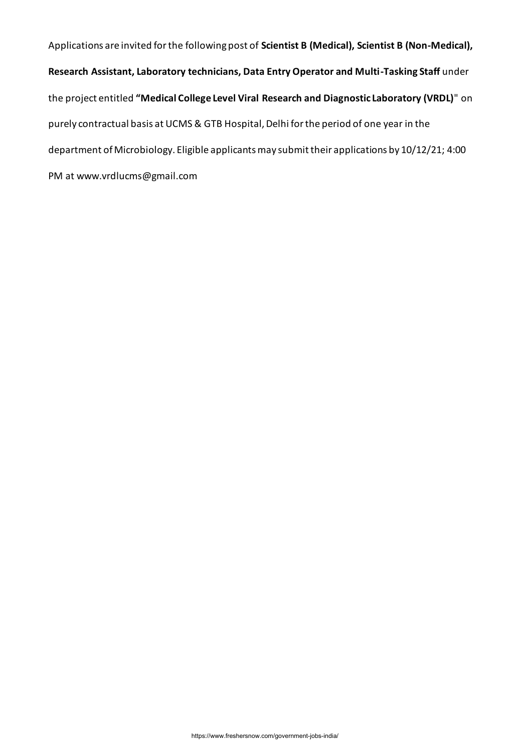Applications are invited for the following post of **Scientist B (Medical), Scientist B (Non-Medical), Research Assistant, Laboratory technicians, Data Entry Operator and Multi-Tasking Staff** under the project entitled **"Medical College Level Viral Research and Diagnostic Laboratory (VRDL)**" on purely contractual basis at UCMS & GTB Hospital, Delhi for the period of one year in the department of Microbiology. Eligible applicants may submit their applications by 10/12/21; 4:00 PM at www.vrdlucms@gmail.com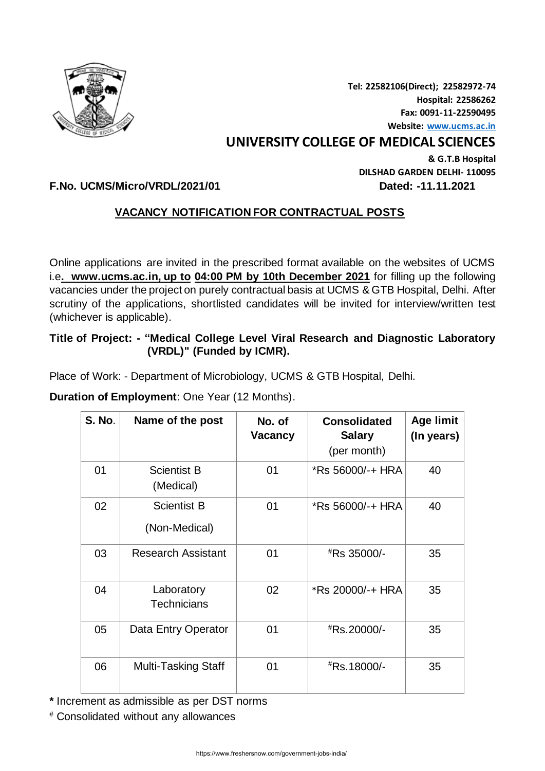Tel: 22582106(Direct); 22582972-74
Hospital: 22586262
Fax: 0091-11-22590495
Website: www.ucms.ac.in

# UNIVERSITY COLLEGE OF MEDICAL SCIENCES

**& G.T.B Hospital**
**DILSHAD GARDEN DELHI- 110095**

**F.No. UCMS/Micro/VRDL/2021/01** **Dated: -11.11.2021**

## VACANCY NOTIFICATION FOR CONTRACTUAL POSTS

Online applications are invited in the prescribed format available on the websites of UCMS i.e**. www.ucms.ac.in, up to** **04:00 PM by 10th December 2021** for filling up the following vacancies under the project on purely contractual basis at UCMS & GTB Hospital, Delhi. After scrutiny of the applications, shortlisted candidates will be invited for interview/written test (whichever is applicable).

**Title of Project: - "Medical College Level Viral Research and Diagnostic Laboratory (VRDL)" (Funded by ICMR).**

Place of Work: - Department of Microbiology, UCMS & GTB Hospital, Delhi.

**Duration of Employment**: One Year (12 Months).

| S. No. | Name of the post | No. of Vacancy | Consolidated Salary (per month) | Age limit (In years) |
|---|---|---|---|---|
| 01 | Scientist B (Medical) | 01 | *Rs 56000/-+ HRA | 40 |
| 02 | Scientist B (Non-Medical) | 01 | *Rs 56000/-+ HRA | 40 |
| 03 | Research Assistant | 01 | #Rs 35000/- | 35 |
| 04 | Laboratory Technicians | 02 | *Rs 20000/-+ HRA | 35 |
| 05 | Data Entry Operator | 01 | #Rs.20000/- | 35 |
| 06 | Multi-Tasking Staff | 01 | #Rs.18000/- | 35 |

**\*** Increment as admissible as per DST norms

# Consolidated without any allowances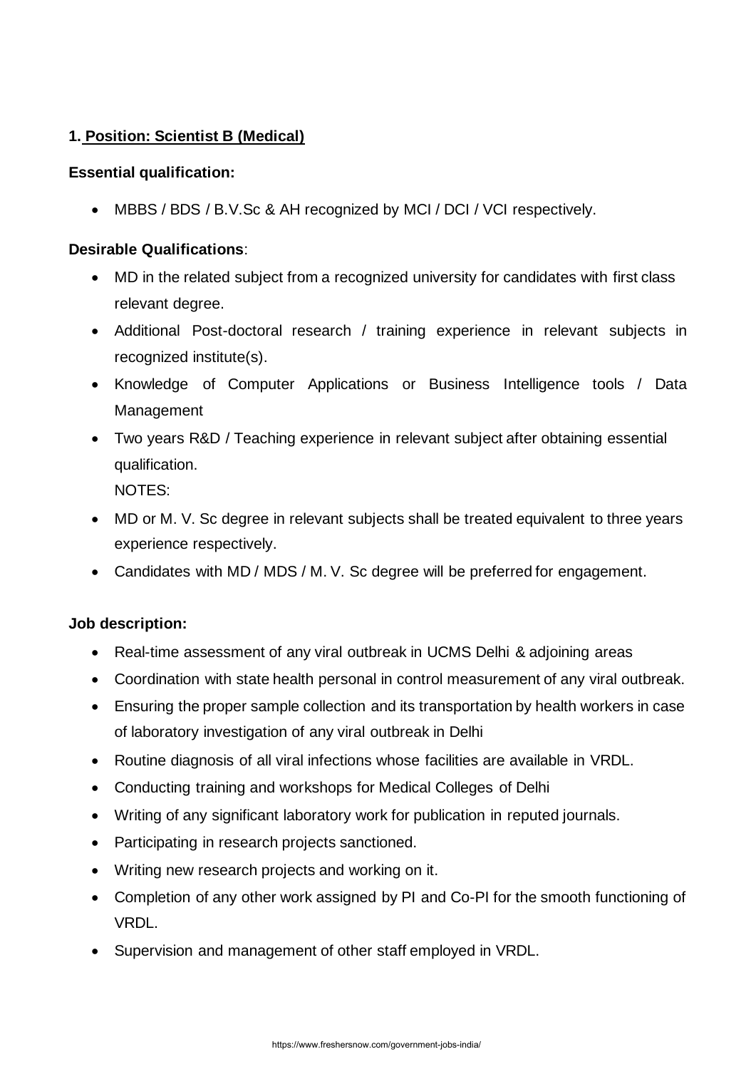**1. Position: Scientist B (Medical)**

**Essential qualification:**

- MBBS / BDS / B.V.Sc & AH recognized by MCI / DCI / VCI respectively.

**Desirable Qualifications**:

- MD in the related subject from a recognized university for candidates with first class relevant degree.
- Additional Post-doctoral research / training experience in relevant subjects in recognized institute(s).
- Knowledge of Computer Applications or Business Intelligence tools / Data Management
- Two years R&D / Teaching experience in relevant subject after obtaining essential qualification.

NOTES:

- MD or M. V. Sc degree in relevant subjects shall be treated equivalent to three years experience respectively.
- Candidates with MD / MDS / M. V. Sc degree will be preferred for engagement.

**Job description:**

- Real-time assessment of any viral outbreak in UCMS Delhi & adjoining areas
- Coordination with state health personal in control measurement of any viral outbreak.
- Ensuring the proper sample collection and its transportation by health workers in case of laboratory investigation of any viral outbreak in Delhi
- Routine diagnosis of all viral infections whose facilities are available in VRDL.
- Conducting training and workshops for Medical Colleges of Delhi
- Writing of any significant laboratory work for publication in reputed journals.
- Participating in research projects sanctioned.
- Writing new research projects and working on it.
- Completion of any other work assigned by PI and Co-PI for the smooth functioning of VRDL.
- Supervision and management of other staff employed in VRDL.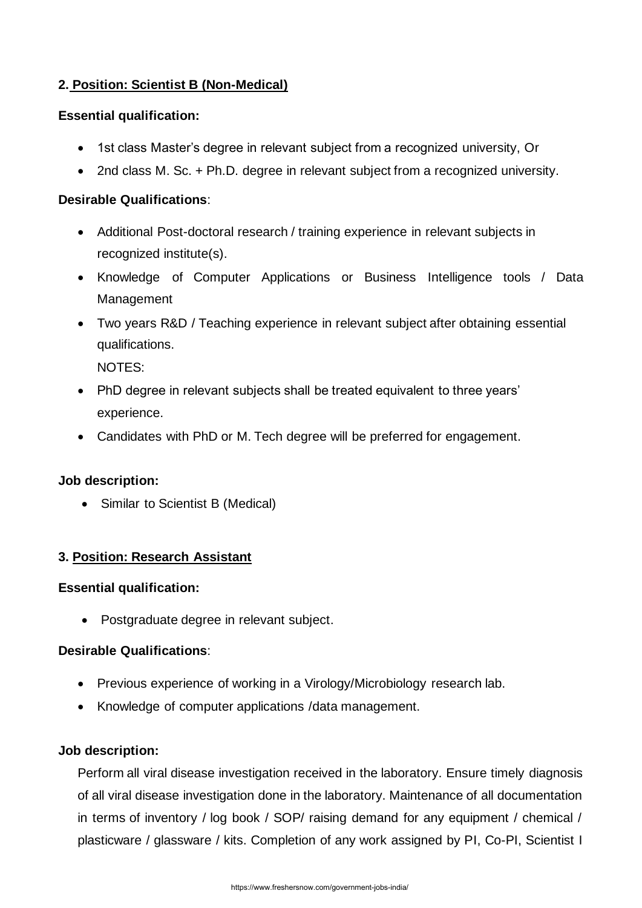**2. Position: Scientist B (Non-Medical)**

**Essential qualification:**

- 1st class Master's degree in relevant subject from a recognized university, Or
- 2nd class M. Sc. + Ph.D. degree in relevant subject from a recognized university.

**Desirable Qualifications**:

- Additional Post-doctoral research / training experience in relevant subjects in recognized institute(s).
- Knowledge of Computer Applications or Business Intelligence tools / Data Management
- Two years R&D / Teaching experience in relevant subject after obtaining essential qualifications.

  NOTES:
- PhD degree in relevant subjects shall be treated equivalent to three years' experience.
- Candidates with PhD or M. Tech degree will be preferred for engagement.

**Job description:**

- Similar to Scientist B (Medical)

**3. Position: Research Assistant**

**Essential qualification:**

- Postgraduate degree in relevant subject.

**Desirable Qualifications**:

- Previous experience of working in a Virology/Microbiology research lab.
- Knowledge of computer applications /data management.

**Job description:**

Perform all viral disease investigation received in the laboratory. Ensure timely diagnosis of all viral disease investigation done in the laboratory. Maintenance of all documentation in terms of inventory / log book / SOP/ raising demand for any equipment / chemical / plasticware / glassware / kits. Completion of any work assigned by PI, Co-PI, Scientist I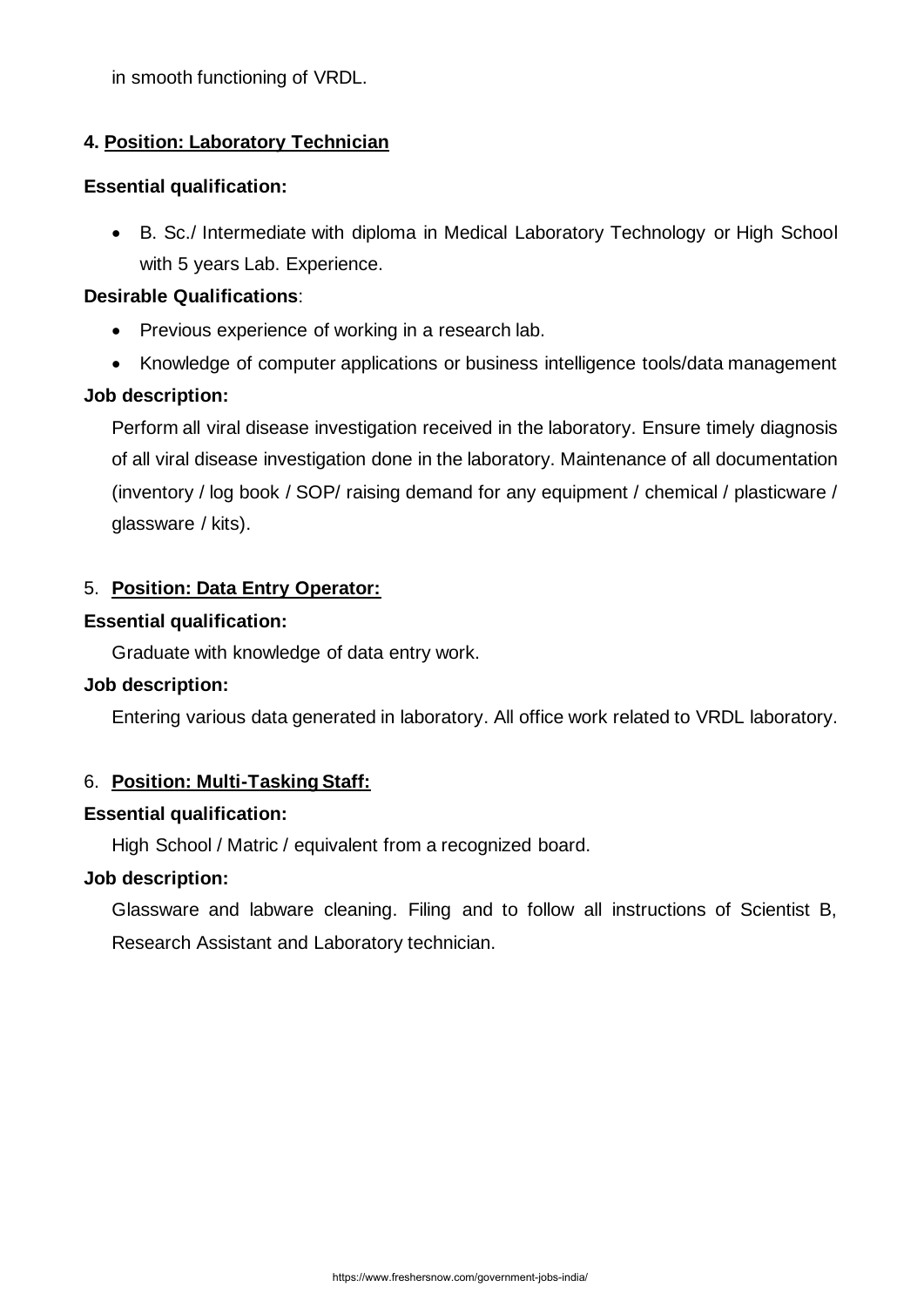in smooth functioning of VRDL.

**4. Position: Laboratory Technician**

**Essential qualification:**

- B. Sc./ Intermediate with diploma in Medical Laboratory Technology or High School with 5 years Lab. Experience.

**Desirable Qualifications**:

- Previous experience of working in a research lab.
- Knowledge of computer applications or business intelligence tools/data management

**Job description:**

Perform all viral disease investigation received in the laboratory. Ensure timely diagnosis of all viral disease investigation done in the laboratory. Maintenance of all documentation (inventory / log book / SOP/ raising demand for any equipment / chemical / plasticware / glassware / kits).

5. **Position: Data Entry Operator:**

**Essential qualification:**

Graduate with knowledge of data entry work.

**Job description:**

Entering various data generated in laboratory. All office work related to VRDL laboratory.

6. **Position: Multi-Tasking Staff:**

**Essential qualification:**

High School / Matric / equivalent from a recognized board.

**Job description:**

Glassware and labware cleaning. Filing and to follow all instructions of Scientist B, Research Assistant and Laboratory technician.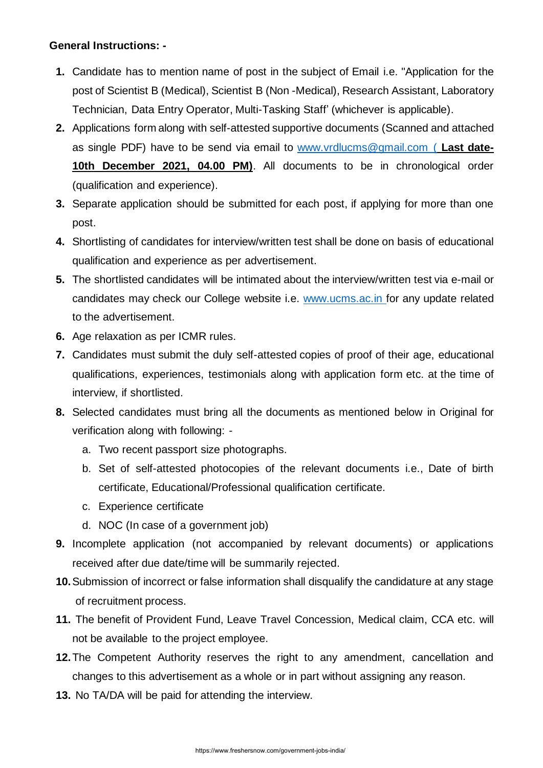**General Instructions: -**

1. Candidate has to mention name of post in the subject of Email i.e. "Application for the post of Scientist B (Medical), Scientist B (Non -Medical), Research Assistant, Laboratory Technician, Data Entry Operator, Multi-Tasking Staff' (whichever is applicable).
2. Applications form along with self-attested supportive documents (Scanned and attached as single PDF) have to be send via email to www.vrdlucms@gmail.com ( **Last date- 10th December 2021, 04.00 PM)**. All documents to be in chronological order (qualification and experience).
3. Separate application should be submitted for each post, if applying for more than one post.
4. Shortlisting of candidates for interview/written test shall be done on basis of educational qualification and experience as per advertisement.
5. The shortlisted candidates will be intimated about the interview/written test via e-mail or candidates may check our College website i.e. www.ucms.ac.in for any update related to the advertisement.
6. Age relaxation as per ICMR rules.
7. Candidates must submit the duly self-attested copies of proof of their age, educational qualifications, experiences, testimonials along with application form etc. at the time of interview, if shortlisted.
8. Selected candidates must bring all the documents as mentioned below in Original for verification along with following: -
   a. Two recent passport size photographs.
   b. Set of self-attested photocopies of the relevant documents i.e., Date of birth certificate, Educational/Professional qualification certificate.
   c. Experience certificate
   d. NOC (In case of a government job)
9. Incomplete application (not accompanied by relevant documents) or applications received after due date/time will be summarily rejected.
10. Submission of incorrect or false information shall disqualify the candidature at any stage of recruitment process.
11. The benefit of Provident Fund, Leave Travel Concession, Medical claim, CCA etc. will not be available to the project employee.
12. The Competent Authority reserves the right to any amendment, cancellation and changes to this advertisement as a whole or in part without assigning any reason.
13. No TA/DA will be paid for attending the interview.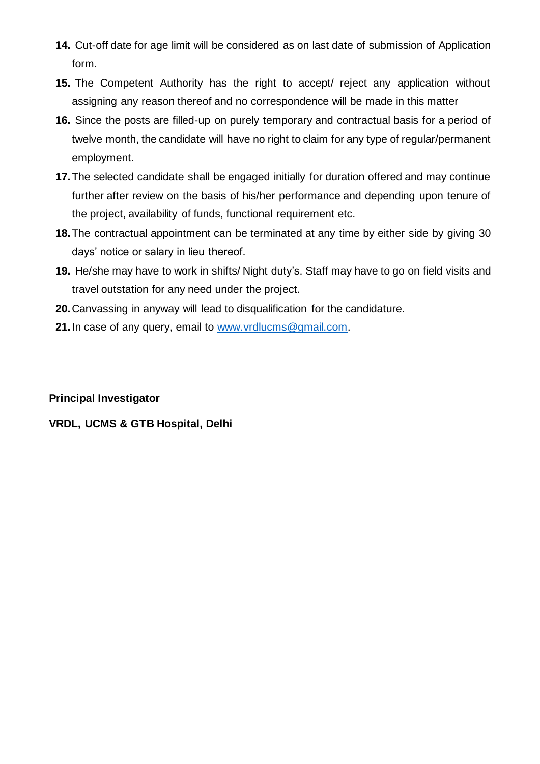14. Cut-off date for age limit will be considered as on last date of submission of Application form.
15. The Competent Authority has the right to accept/ reject any application without assigning any reason thereof and no correspondence will be made in this matter
16. Since the posts are filled-up on purely temporary and contractual basis for a period of twelve month, the candidate will have no right to claim for any type of regular/permanent employment.
17. The selected candidate shall be engaged initially for duration offered and may continue further after review on the basis of his/her performance and depending upon tenure of the project, availability of funds, functional requirement etc.
18. The contractual appointment can be terminated at any time by either side by giving 30 days' notice or salary in lieu thereof.
19. He/she may have to work in shifts/ Night duty's. Staff may have to go on field visits and travel outstation for any need under the project.
20. Canvassing in anyway will lead to disqualification for the candidature.
21. In case of any query, email to [www.vrdlucms@gmail.com](mailto:www.vrdlucms@gmail.com).

**Principal Investigator**

**VRDL, UCMS & GTB Hospital, Delhi**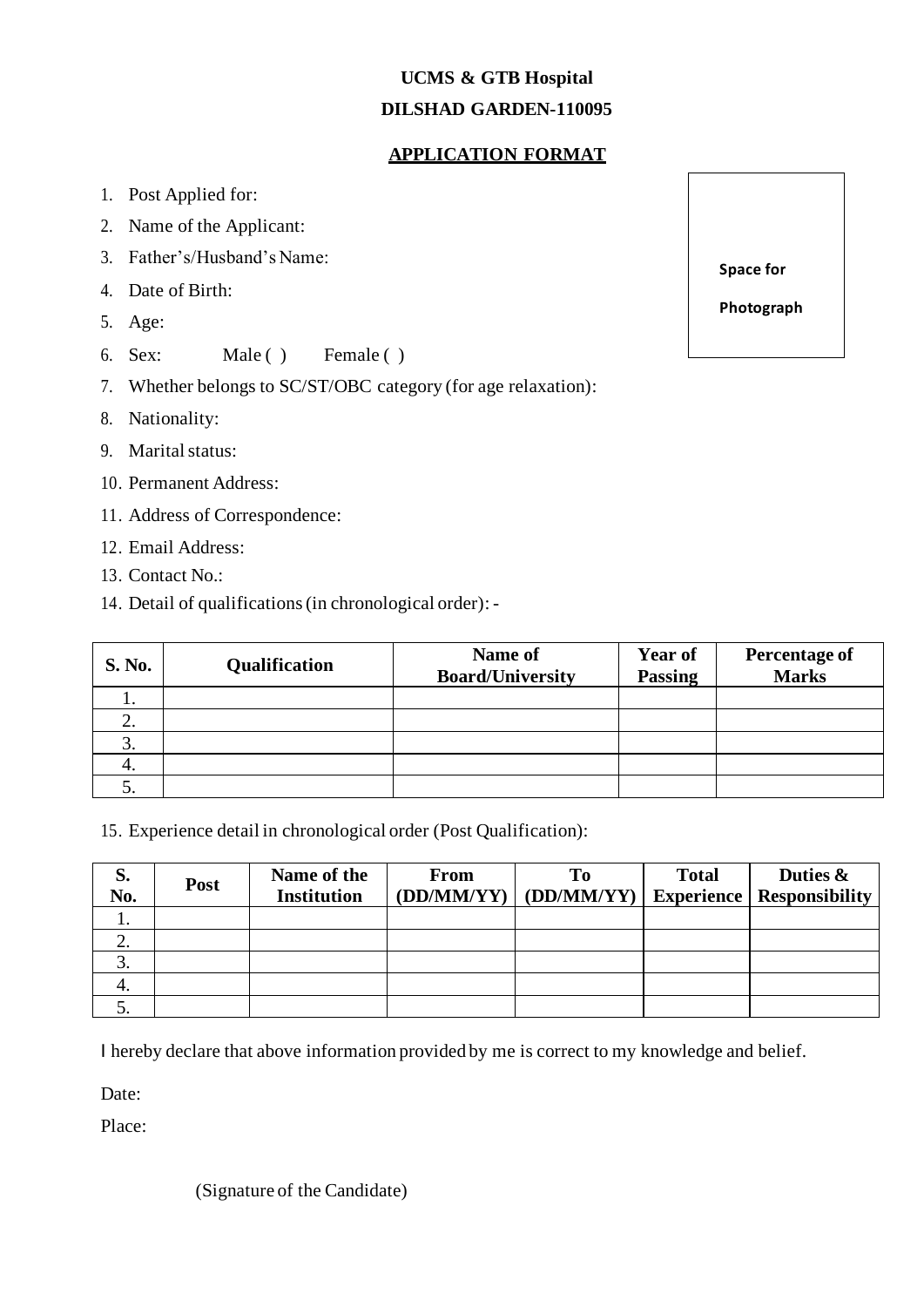**UCMS & GTB Hospital**

**DILSHAD GARDEN-110095**

**APPLICATION FORMAT**

Space for Photograph

1. Post Applied for:
2. Name of the Applicant:
3. Father's/Husband's Name:
4. Date of Birth:
5. Age:
6. Sex: Male ( ) Female ( )
7. Whether belongs to SC/ST/OBC category (for age relaxation):
8. Nationality:
9. Marital status:
10. Permanent Address:
11. Address of Correspondence:
12. Email Address:
13. Contact No.:
14. Detail of qualifications (in chronological order): -

| S. No. | Qualification | Name of Board/University | Year of Passing | Percentage of Marks |
|---|---|---|---|---|
| 1. | | | | |
| 2. | | | | |
| 3. | | | | |
| 4. | | | | |
| 5. | | | | |

15. Experience detail in chronological order (Post Qualification):

| S. No. | Post | Name of the Institution | From (DD/MM/YY) | To (DD/MM/YY) | Total Experience | Duties & Responsibility |
|---|---|---|---|---|---|---|
| 1. | | | | | | |
| 2. | | | | | | |
| 3. | | | | | | |
| 4. | | | | | | |
| 5. | | | | | | |

I hereby declare that above information provided by me is correct to my knowledge and belief.

Date:

Place:

(Signature of the Candidate)